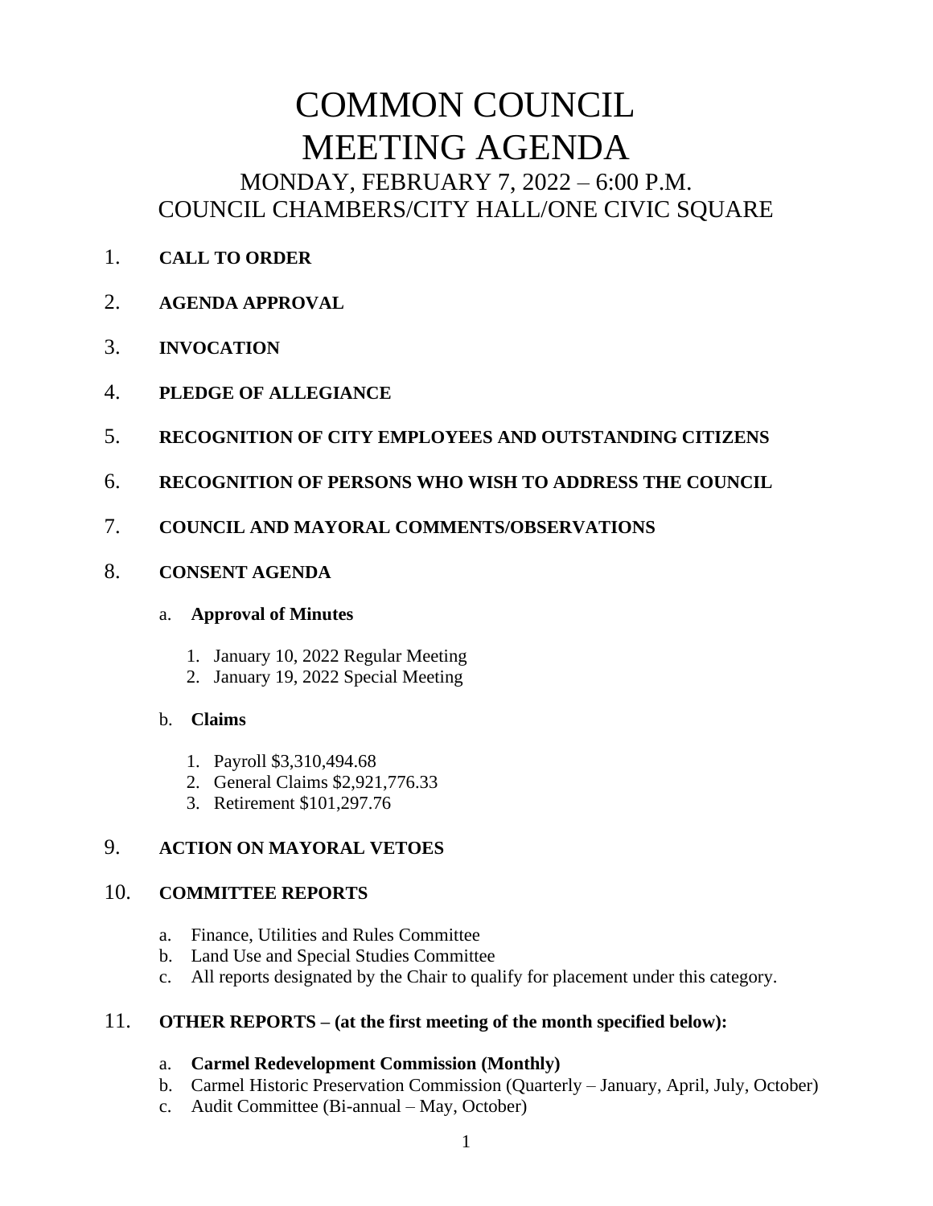# COMMON COUNCIL MEETING AGENDA

## MONDAY, FEBRUARY 7, 2022 – 6:00 P.M.
## COUNCIL CHAMBERS/CITY HALL/ONE CIVIC SQUARE

1. **CALL TO ORDER**

2. **AGENDA APPROVAL**

3. **INVOCATION**

4. **PLEDGE OF ALLEGIANCE**

5. **RECOGNITION OF CITY EMPLOYEES AND OUTSTANDING CITIZENS**

6. **RECOGNITION OF PERSONS WHO WISH TO ADDRESS THE COUNCIL**

7. **COUNCIL AND MAYORAL COMMENTS/OBSERVATIONS**

8. **CONSENT AGENDA**

   a. **Approval of Minutes**

      1. January 10, 2022 Regular Meeting
      2. January 19, 2022 Special Meeting

   b. **Claims**

      1. Payroll $3,310,494.68
      2. General Claims $2,921,776.33
      3. Retirement $101,297.76

9. **ACTION ON MAYORAL VETOES**

10. **COMMITTEE REPORTS**

    a. Finance, Utilities and Rules Committee
    b. Land Use and Special Studies Committee
    c. All reports designated by the Chair to qualify for placement under this category.

11. **OTHER REPORTS – (at the first meeting of the month specified below):**

    a. **Carmel Redevelopment Commission (Monthly)**
    b. Carmel Historic Preservation Commission (Quarterly – January, April, July, October)
    c. Audit Committee (Bi-annual – May, October)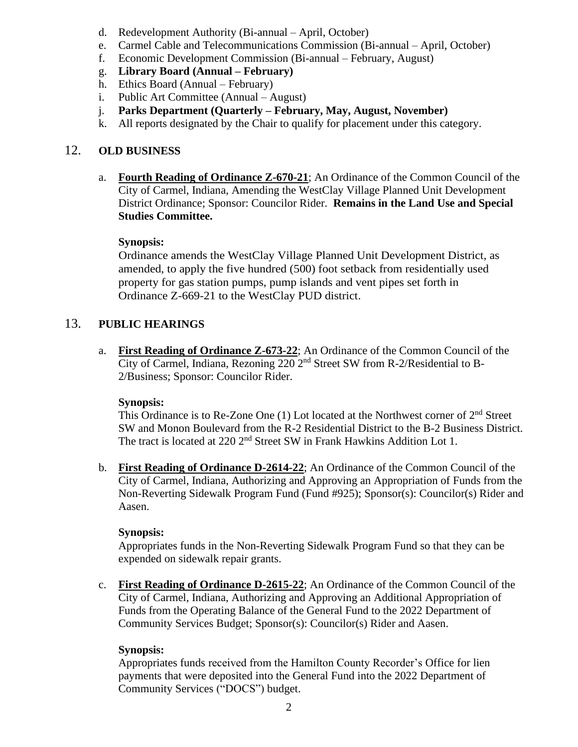d. Redevelopment Authority (Bi-annual – April, October)
e. Carmel Cable and Telecommunications Commission (Bi-annual – April, October)
f. Economic Development Commission (Bi-annual – February, August)
g. **Library Board (Annual – February)**
h. Ethics Board (Annual – February)
i. Public Art Committee (Annual – August)
j. **Parks Department (Quarterly – February, May, August, November)**
k. All reports designated by the Chair to qualify for placement under this category.

## 12. OLD BUSINESS

a. **Fourth Reading of Ordinance Z-670-21**; An Ordinance of the Common Council of the City of Carmel, Indiana, Amending the WestClay Village Planned Unit Development District Ordinance; Sponsor: Councilor Rider. **Remains in the Land Use and Special Studies Committee.**

**Synopsis:**
Ordinance amends the WestClay Village Planned Unit Development District, as amended, to apply the five hundred (500) foot setback from residentially used property for gas station pumps, pump islands and vent pipes set forth in Ordinance Z-669-21 to the WestClay PUD district.

## 13. PUBLIC HEARINGS

a. **First Reading of Ordinance Z-673-22**; An Ordinance of the Common Council of the City of Carmel, Indiana, Rezoning 220 2nd Street SW from R-2/Residential to B-2/Business; Sponsor: Councilor Rider.

**Synopsis:**
This Ordinance is to Re-Zone One (1) Lot located at the Northwest corner of 2nd Street SW and Monon Boulevard from the R-2 Residential District to the B-2 Business District. The tract is located at 220 2nd Street SW in Frank Hawkins Addition Lot 1.

b. **First Reading of Ordinance D-2614-22**; An Ordinance of the Common Council of the City of Carmel, Indiana, Authorizing and Approving an Appropriation of Funds from the Non-Reverting Sidewalk Program Fund (Fund #925); Sponsor(s): Councilor(s) Rider and Aasen.

**Synopsis:**
Appropriates funds in the Non-Reverting Sidewalk Program Fund so that they can be expended on sidewalk repair grants.

c. **First Reading of Ordinance D-2615-22**; An Ordinance of the Common Council of the City of Carmel, Indiana, Authorizing and Approving an Additional Appropriation of Funds from the Operating Balance of the General Fund to the 2022 Department of Community Services Budget; Sponsor(s): Councilor(s) Rider and Aasen.

**Synopsis:**
Appropriates funds received from the Hamilton County Recorder's Office for lien payments that were deposited into the General Fund into the 2022 Department of Community Services ("DOCS") budget.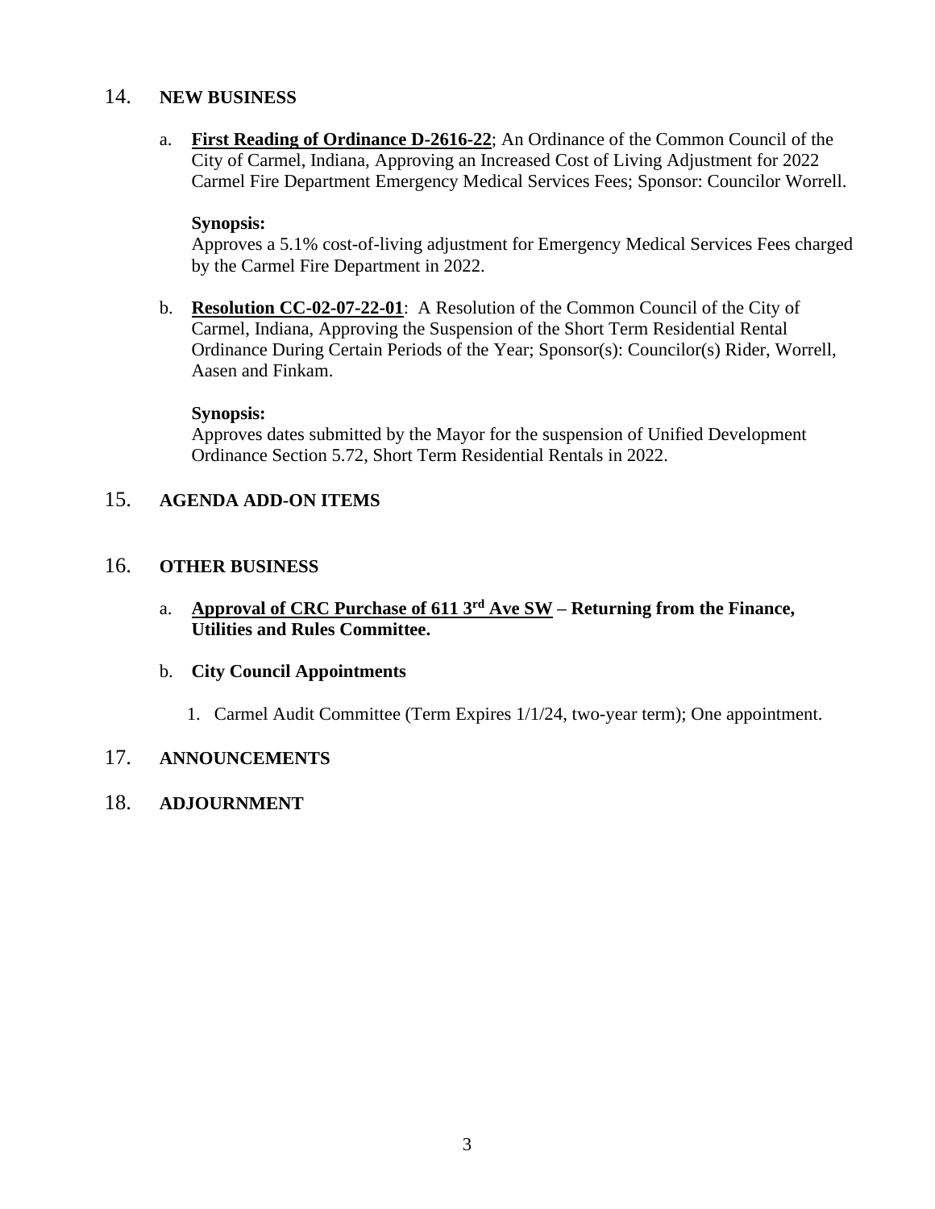## 14. NEW BUSINESS

a. **First Reading of Ordinance D-2616-22**; An Ordinance of the Common Council of the City of Carmel, Indiana, Approving an Increased Cost of Living Adjustment for 2022 Carmel Fire Department Emergency Medical Services Fees; Sponsor: Councilor Worrell.

**Synopsis:**
Approves a 5.1% cost-of-living adjustment for Emergency Medical Services Fees charged by the Carmel Fire Department in 2022.

b. **Resolution CC-02-07-22-01**: A Resolution of the Common Council of the City of Carmel, Indiana, Approving the Suspension of the Short Term Residential Rental Ordinance During Certain Periods of the Year; Sponsor(s): Councilor(s) Rider, Worrell, Aasen and Finkam.

**Synopsis:**
Approves dates submitted by the Mayor for the suspension of Unified Development Ordinance Section 5.72, Short Term Residential Rentals in 2022.

## 15. AGENDA ADD-ON ITEMS

## 16. OTHER BUSINESS

a. **Approval of CRC Purchase of 611 3rd Ave SW – Returning from the Finance, Utilities and Rules Committee.**

b. **City Council Appointments**

1. Carmel Audit Committee (Term Expires 1/1/24, two-year term); One appointment.

## 17. ANNOUNCEMENTS

## 18. ADJOURNMENT